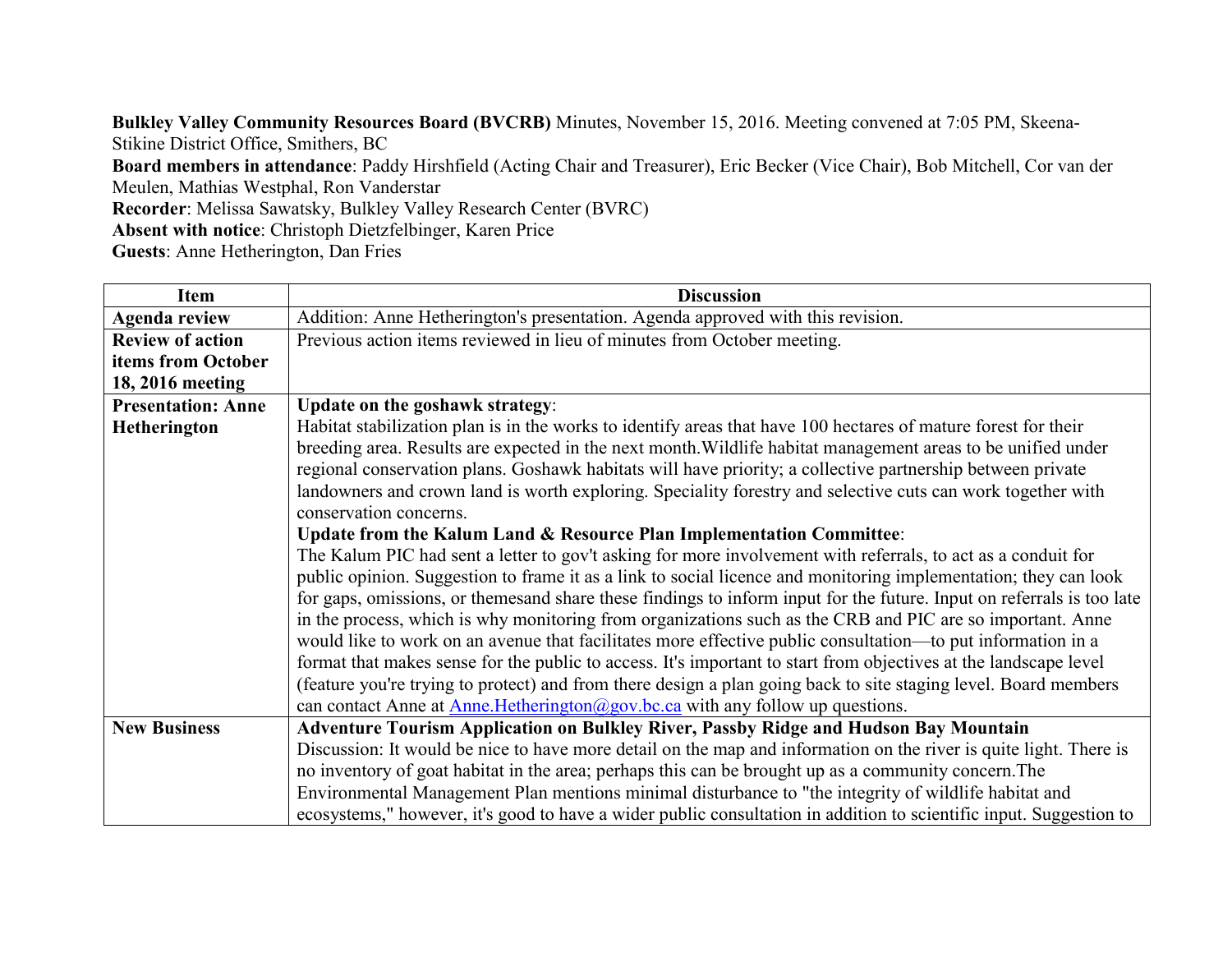**Bulkley Valley Community Resources Board (BVCRB)** Minutes, November 15, 2016. Meeting convened at 7:05 PM, Skeena-Stikine District Office, Smithers, BC

**Board members in attendance**: Paddy Hirshfield (Acting Chair and Treasurer), Eric Becker (Vice Chair), Bob Mitchell, Cor van der Meulen, Mathias Westphal, Ron Vanderstar

**Recorder**: Melissa Sawatsky, Bulkley Valley Research Center (BVRC)

**Absent with notice**: Christoph Dietzfelbinger, Karen Price

**Guests**: Anne Hetherington, Dan Fries

| Item | Discussion |
| --- | --- |
| **Agenda review** | Addition: Anne Hetherington's presentation. Agenda approved with this revision. |
| **Review of action items from October 18, 2016 meeting** | Previous action items reviewed in lieu of minutes from October meeting. |
| **Presentation: Anne Hetherington** | **Update on the goshawk strategy**:<br>Habitat stabilization plan is in the works to identify areas that have 100 hectares of mature forest for their breeding area. Results are expected in the next month.Wildlife habitat management areas to be unified under regional conservation plans. Goshawk habitats will have priority; a collective partnership between private landowners and crown land is worth exploring. Speciality forestry and selective cuts can work together with conservation concerns.<br>**Update from the Kalum Land & Resource Plan Implementation Committee**:<br>The Kalum PIC had sent a letter to gov't asking for more involvement with referrals, to act as a conduit for public opinion. Suggestion to frame it as a link to social licence and monitoring implementation; they can look for gaps, omissions, or themesand share these findings to inform input for the future. Input on referrals is too late in the process, which is why monitoring from organizations such as the CRB and PIC are so important. Anne would like to work on an avenue that facilitates more effective public consultation—to put information in a format that makes sense for the public to access. It's important to start from objectives at the landscape level (feature you're trying to protect) and from there design a plan going back to site staging level. Board members can contact Anne at Anne.Hetherington@gov.bc.ca with any follow up questions. |
| **New Business** | **Adventure Tourism Application on Bulkley River, Passby Ridge and Hudson Bay Mountain**<br>Discussion: It would be nice to have more detail on the map and information on the river is quite light. There is no inventory of goat habitat in the area; perhaps this can be brought up as a community concern.The Environmental Management Plan mentions minimal disturbance to "the integrity of wildlife habitat and ecosystems," however, it's good to have a wider public consultation in addition to scientific input. Suggestion to |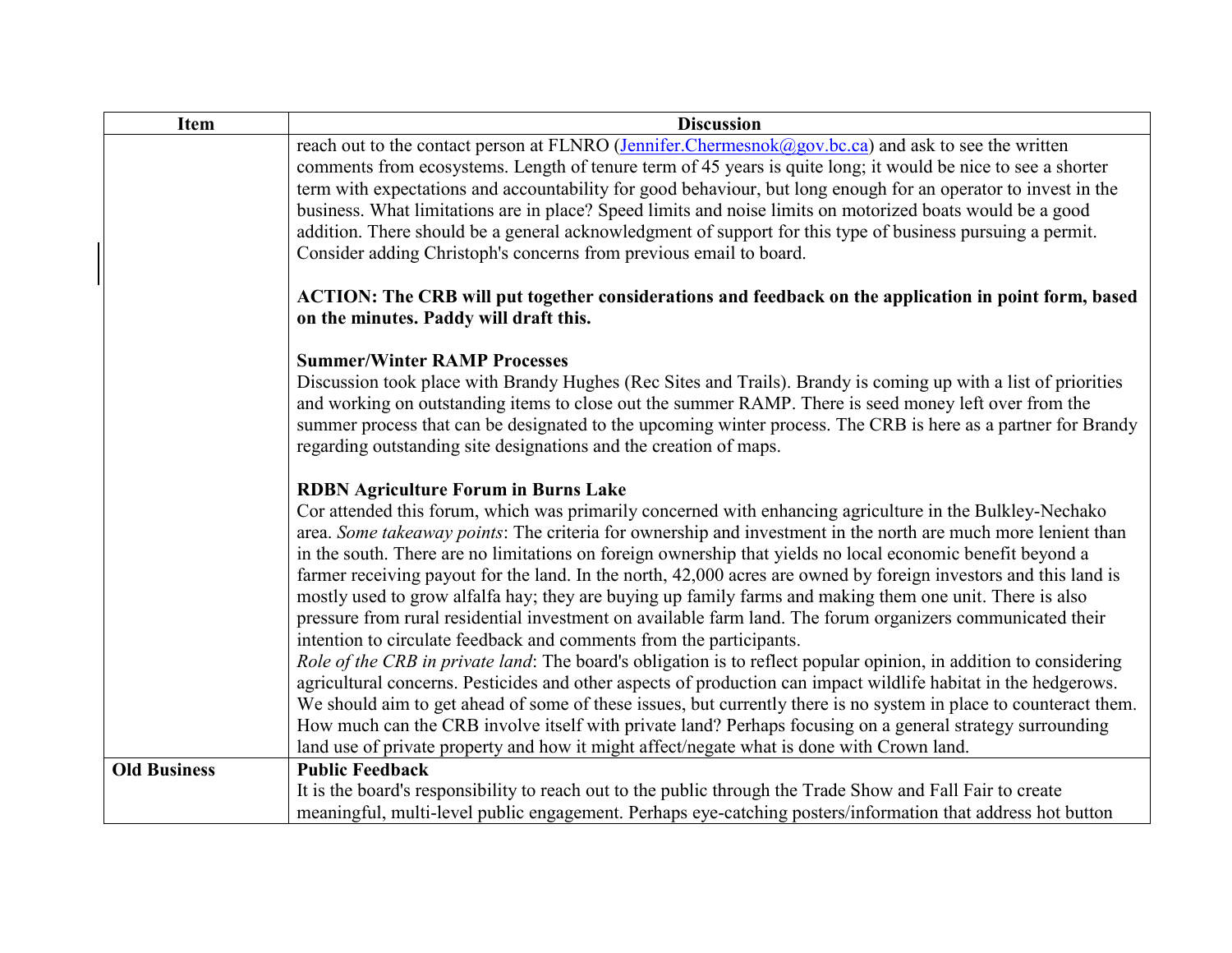| Item | Discussion |
|---|---|
| | reach out to the contact person at FLNRO (Jennifer.Chermesnok@gov.bc.ca) and ask to see the written comments from ecosystems. Length of tenure term of 45 years is quite long; it would be nice to see a shorter term with expectations and accountability for good behaviour, but long enough for an operator to invest in the business. What limitations are in place? Speed limits and noise limits on motorized boats would be a good addition. There should be a general acknowledgment of support for this type of business pursuing a permit. Consider adding Christoph's concerns from previous email to board.<br><br>**ACTION: The CRB will put together considerations and feedback on the application in point form, based on the minutes. Paddy will draft this.**<br><br>**Summer/Winter RAMP Processes**<br>Discussion took place with Brandy Hughes (Rec Sites and Trails). Brandy is coming up with a list of priorities and working on outstanding items to close out the summer RAMP. There is seed money left over from the summer process that can be designated to the upcoming winter process. The CRB is here as a partner for Brandy regarding outstanding site designations and the creation of maps.<br><br>**RDBN Agriculture Forum in Burns Lake**<br>Cor attended this forum, which was primarily concerned with enhancing agriculture in the Bulkley-Nechako area. *Some takeaway points*: The criteria for ownership and investment in the north are much more lenient than in the south. There are no limitations on foreign ownership that yields no local economic benefit beyond a farmer receiving payout for the land. In the north, 42,000 acres are owned by foreign investors and this land is mostly used to grow alfalfa hay; they are buying up family farms and making them one unit. There is also pressure from rural residential investment on available farm land. The forum organizers communicated their intention to circulate feedback and comments from the participants.<br>*Role of the CRB in private land*: The board's obligation is to reflect popular opinion, in addition to considering agricultural concerns. Pesticides and other aspects of production can impact wildlife habitat in the hedgerows. We should aim to get ahead of some of these issues, but currently there is no system in place to counteract them. How much can the CRB involve itself with private land? Perhaps focusing on a general strategy surrounding land use of private property and how it might affect/negate what is done with Crown land. |
| **Old Business** | **Public Feedback**<br>It is the board's responsibility to reach out to the public through the Trade Show and Fall Fair to create meaningful, multi-level public engagement. Perhaps eye-catching posters/information that address hot button |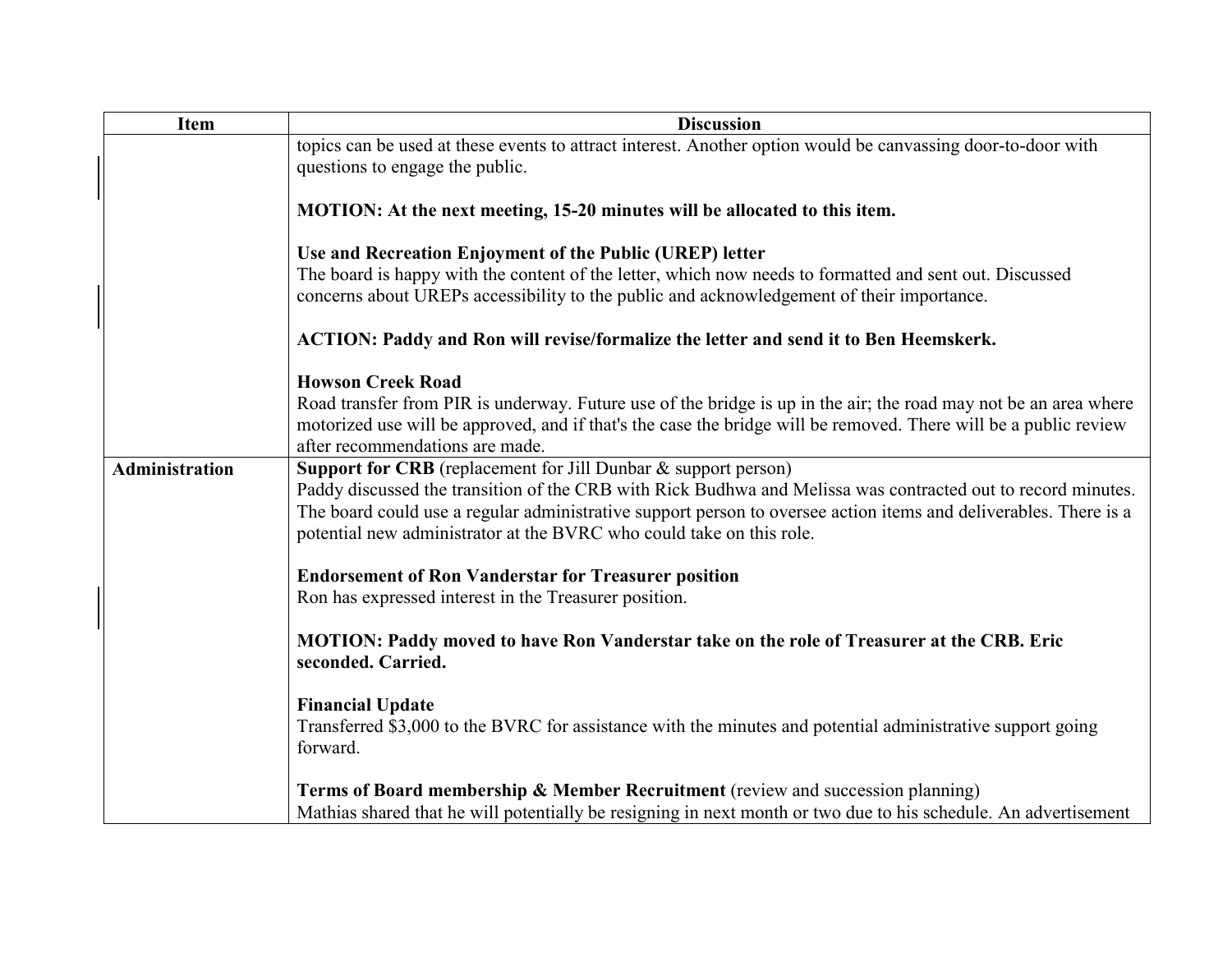| Item | Discussion |
| --- | --- |
| | topics can be used at these events to attract interest. Another option would be canvassing door-to-door with questions to engage the public.<br><br>**MOTION: At the next meeting, 15-20 minutes will be allocated to this item.**<br><br>**Use and Recreation Enjoyment of the Public (UREP) letter**<br>The board is happy with the content of the letter, which now needs to formatted and sent out. Discussed concerns about UREPs accessibility to the public and acknowledgement of their importance.<br><br>**ACTION: Paddy and Ron will revise/formalize the letter and send it to Ben Heemskerk.**<br><br>**Howson Creek Road**<br>Road transfer from PIR is underway. Future use of the bridge is up in the air; the road may not be an area where motorized use will be approved, and if that's the case the bridge will be removed. There will be a public review after recommendations are made. |
| **Administration** | **Support for CRB** (replacement for Jill Dunbar & support person)<br>Paddy discussed the transition of the CRB with Rick Budhwa and Melissa was contracted out to record minutes. The board could use a regular administrative support person to oversee action items and deliverables. There is a potential new administrator at the BVRC who could take on this role.<br><br>**Endorsement of Ron Vanderstar for Treasurer position**<br>Ron has expressed interest in the Treasurer position.<br><br>**MOTION: Paddy moved to have Ron Vanderstar take on the role of Treasurer at the CRB. Eric seconded. Carried.**<br><br>**Financial Update**<br>Transferred $3,000 to the BVRC for assistance with the minutes and potential administrative support going forward.<br><br>**Terms of Board membership & Member Recruitment** (review and succession planning)<br>Mathias shared that he will potentially be resigning in next month or two due to his schedule. An advertisement |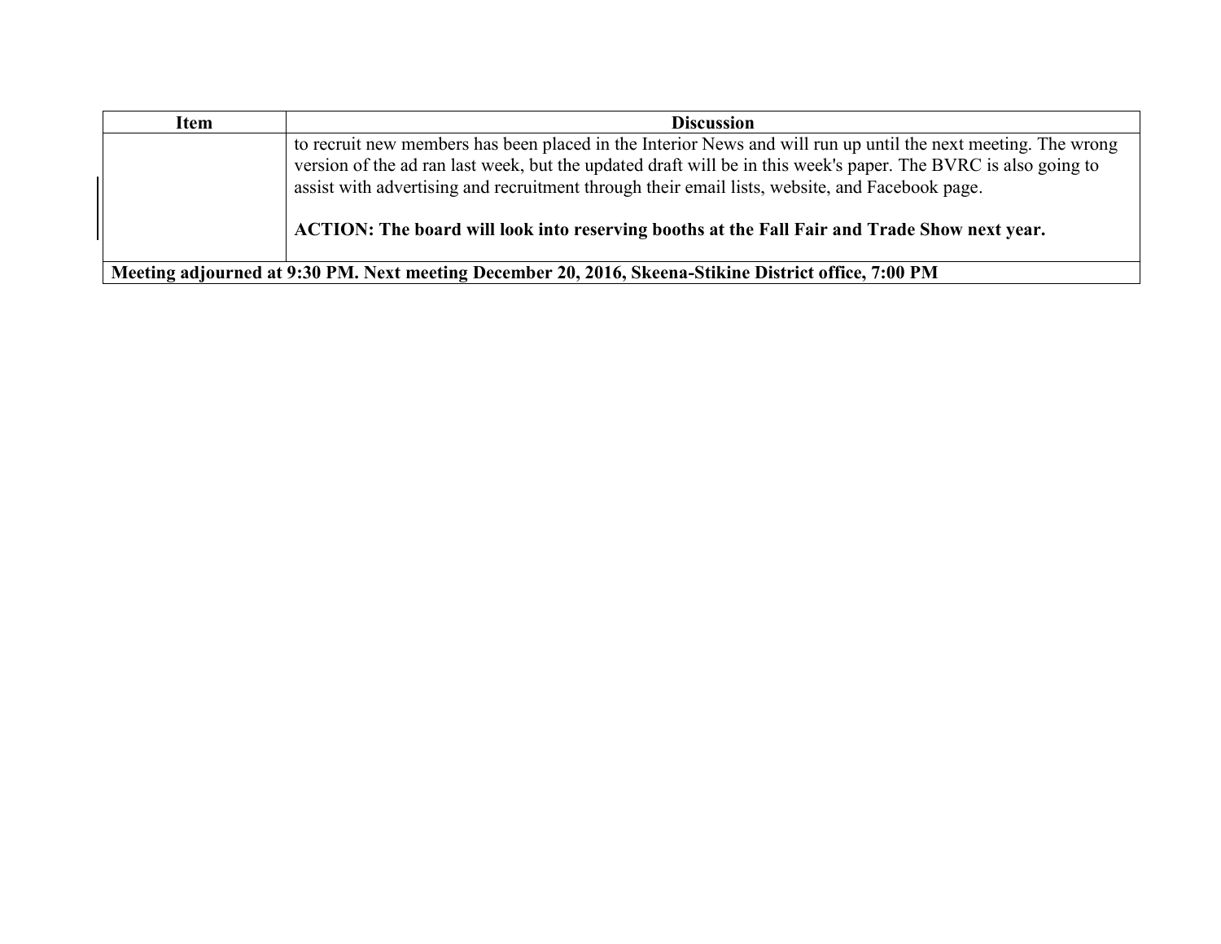| Item | Discussion |
|---|---|
| | to recruit new members has been placed in the Interior News and will run up until the next meeting. The wrong version of the ad ran last week, but the updated draft will be in this week's paper. The BVRC is also going to assist with advertising and recruitment through their email lists, website, and Facebook page.<br><br>**ACTION: The board will look into reserving booths at the Fall Fair and Trade Show next year.** |
| **Meeting adjourned at 9:30 PM. Next meeting December 20, 2016, Skeena-Stikine District office, 7:00 PM** | |